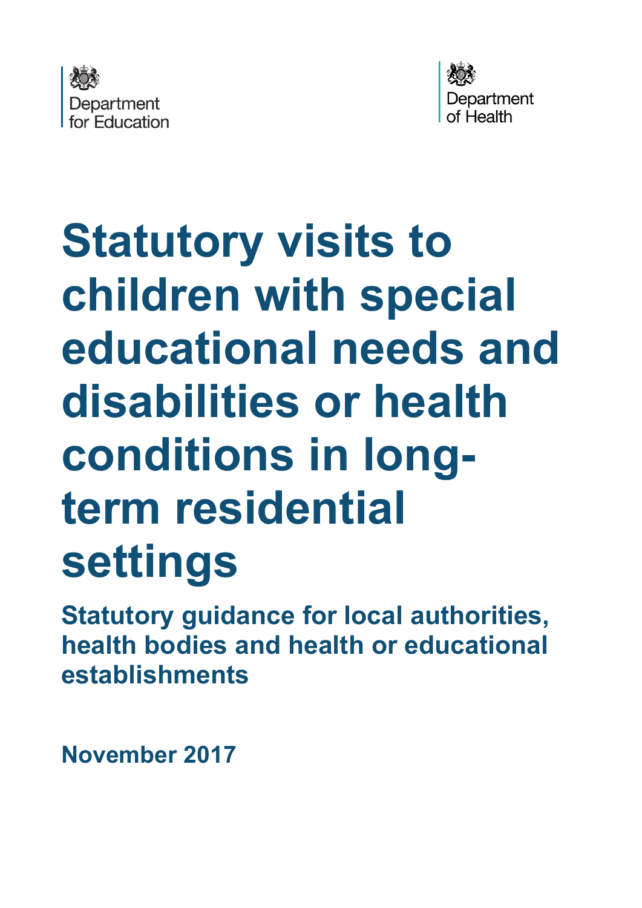Department for Education

Department of Health

# Statutory visits to children with special educational needs and disabilities or health conditions in long-term residential settings

## Statutory guidance for local authorities, health bodies and health or educational establishments

**November 2017**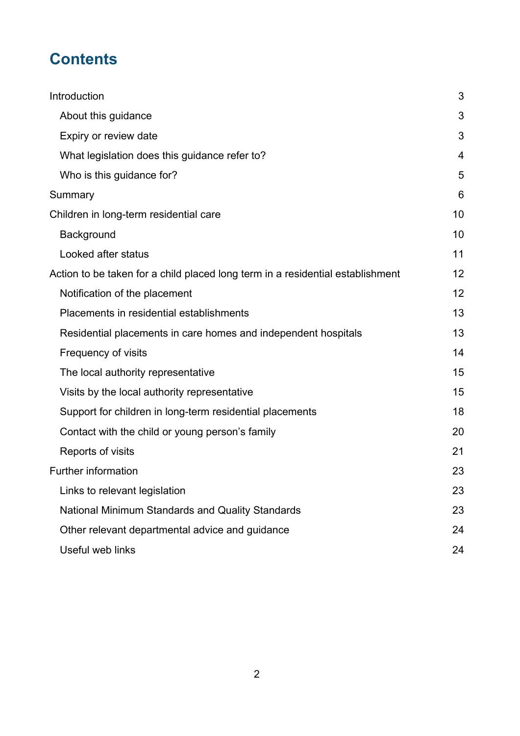# Contents

| | |
|---|---|
| Introduction | 3 |
| About this guidance | 3 |
| Expiry or review date | 3 |
| What legislation does this guidance refer to? | 4 |
| Who is this guidance for? | 5 |
| Summary | 6 |
| Children in long-term residential care | 10 |
| Background | 10 |
| Looked after status | 11 |
| Action to be taken for a child placed long term in a residential establishment | 12 |
| Notification of the placement | 12 |
| Placements in residential establishments | 13 |
| Residential placements in care homes and independent hospitals | 13 |
| Frequency of visits | 14 |
| The local authority representative | 15 |
| Visits by the local authority representative | 15 |
| Support for children in long-term residential placements | 18 |
| Contact with the child or young person's family | 20 |
| Reports of visits | 21 |
| Further information | 23 |
| Links to relevant legislation | 23 |
| National Minimum Standards and Quality Standards | 23 |
| Other relevant departmental advice and guidance | 24 |
| Useful web links | 24 |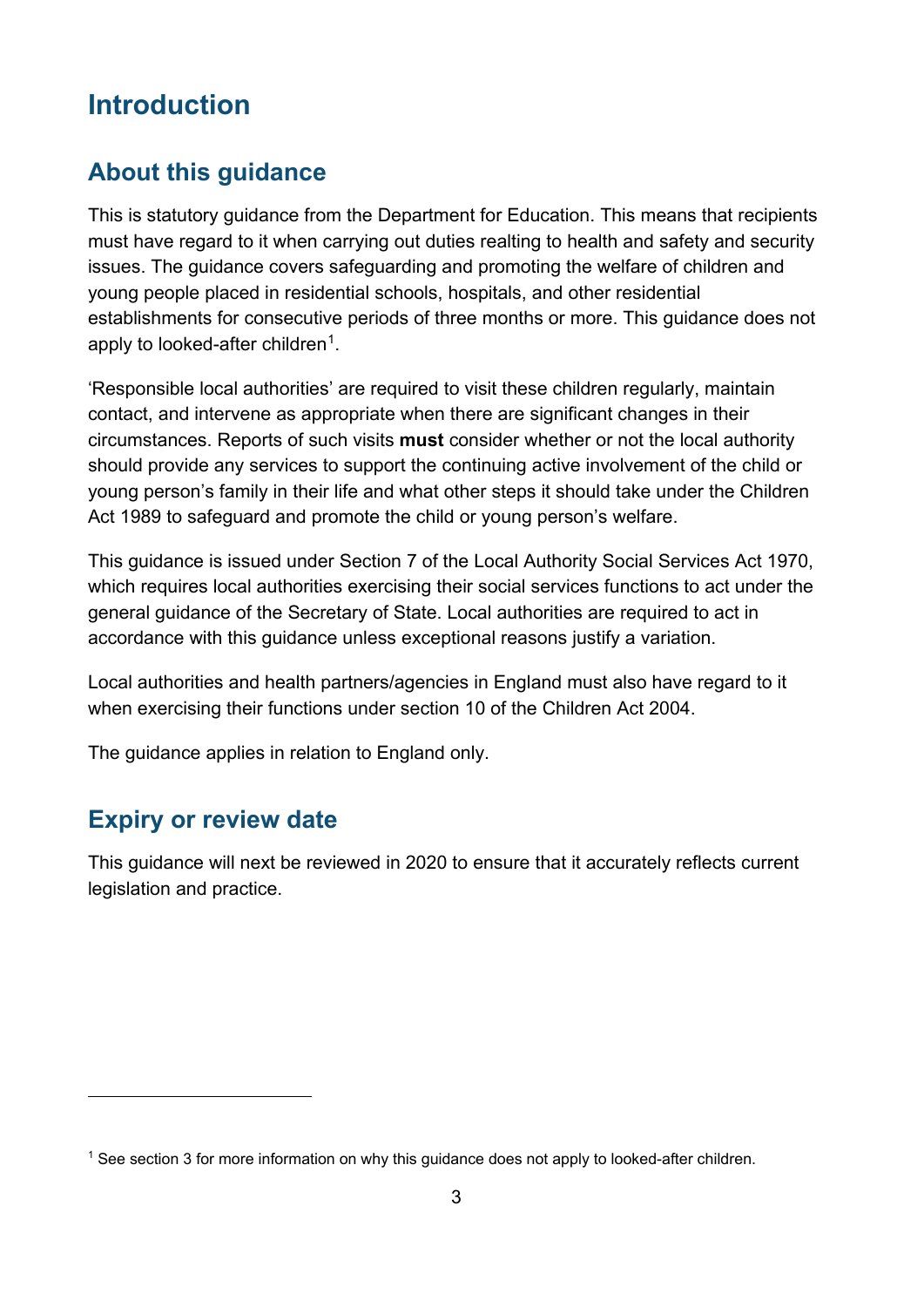# Introduction

## About this guidance

This is statutory guidance from the Department for Education. This means that recipients must have regard to it when carrying out duties realting to health and safety and security issues. The guidance covers safeguarding and promoting the welfare of children and young people placed in residential schools, hospitals, and other residential establishments for consecutive periods of three months or more. This guidance does not apply to looked-after children[1].

'Responsible local authorities' are required to visit these children regularly, maintain contact, and intervene as appropriate when there are significant changes in their circumstances. Reports of such visits **must** consider whether or not the local authority should provide any services to support the continuing active involvement of the child or young person's family in their life and what other steps it should take under the Children Act 1989 to safeguard and promote the child or young person's welfare.

This guidance is issued under Section 7 of the Local Authority Social Services Act 1970, which requires local authorities exercising their social services functions to act under the general guidance of the Secretary of State. Local authorities are required to act in accordance with this guidance unless exceptional reasons justify a variation.

Local authorities and health partners/agencies in England must also have regard to it when exercising their functions under section 10 of the Children Act 2004.

The guidance applies in relation to England only.

## Expiry or review date

This guidance will next be reviewed in 2020 to ensure that it accurately reflects current legislation and practice.

---

[1] See section 3 for more information on why this guidance does not apply to looked-after children.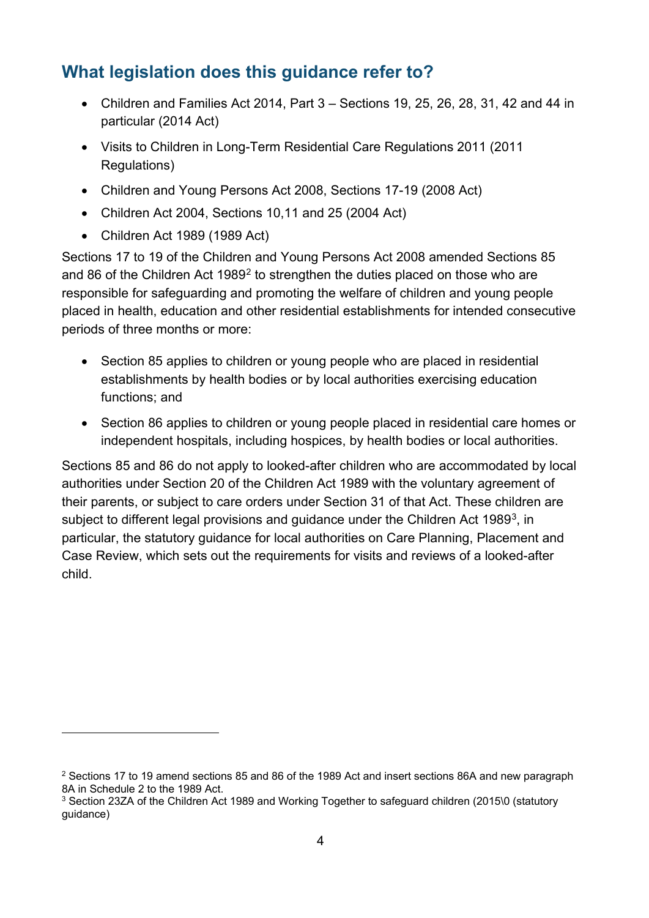## What legislation does this guidance refer to?

- Children and Families Act 2014, Part 3 – Sections 19, 25, 26, 28, 31, 42 and 44 in particular (2014 Act)
- Visits to Children in Long-Term Residential Care Regulations 2011 (2011 Regulations)
- Children and Young Persons Act 2008, Sections 17-19 (2008 Act)
- Children Act 2004, Sections 10,11 and 25 (2004 Act)
- Children Act 1989 (1989 Act)

Sections 17 to 19 of the Children and Young Persons Act 2008 amended Sections 85 and 86 of the Children Act 1989[2] to strengthen the duties placed on those who are responsible for safeguarding and promoting the welfare of children and young people placed in health, education and other residential establishments for intended consecutive periods of three months or more:

- Section 85 applies to children or young people who are placed in residential establishments by health bodies or by local authorities exercising education functions; and
- Section 86 applies to children or young people placed in residential care homes or independent hospitals, including hospices, by health bodies or local authorities.

Sections 85 and 86 do not apply to looked-after children who are accommodated by local authorities under Section 20 of the Children Act 1989 with the voluntary agreement of their parents, or subject to care orders under Section 31 of that Act. These children are subject to different legal provisions and guidance under the Children Act 1989[3], in particular, the statutory guidance for local authorities on Care Planning, Placement and Case Review, which sets out the requirements for visits and reviews of a looked-after child.

---

[2] Sections 17 to 19 amend sections 85 and 86 of the 1989 Act and insert sections 86A and new paragraph 8A in Schedule 2 to the 1989 Act.

[3] Section 23ZA of the Children Act 1989 and Working Together to safeguard children (2015\0 (statutory guidance)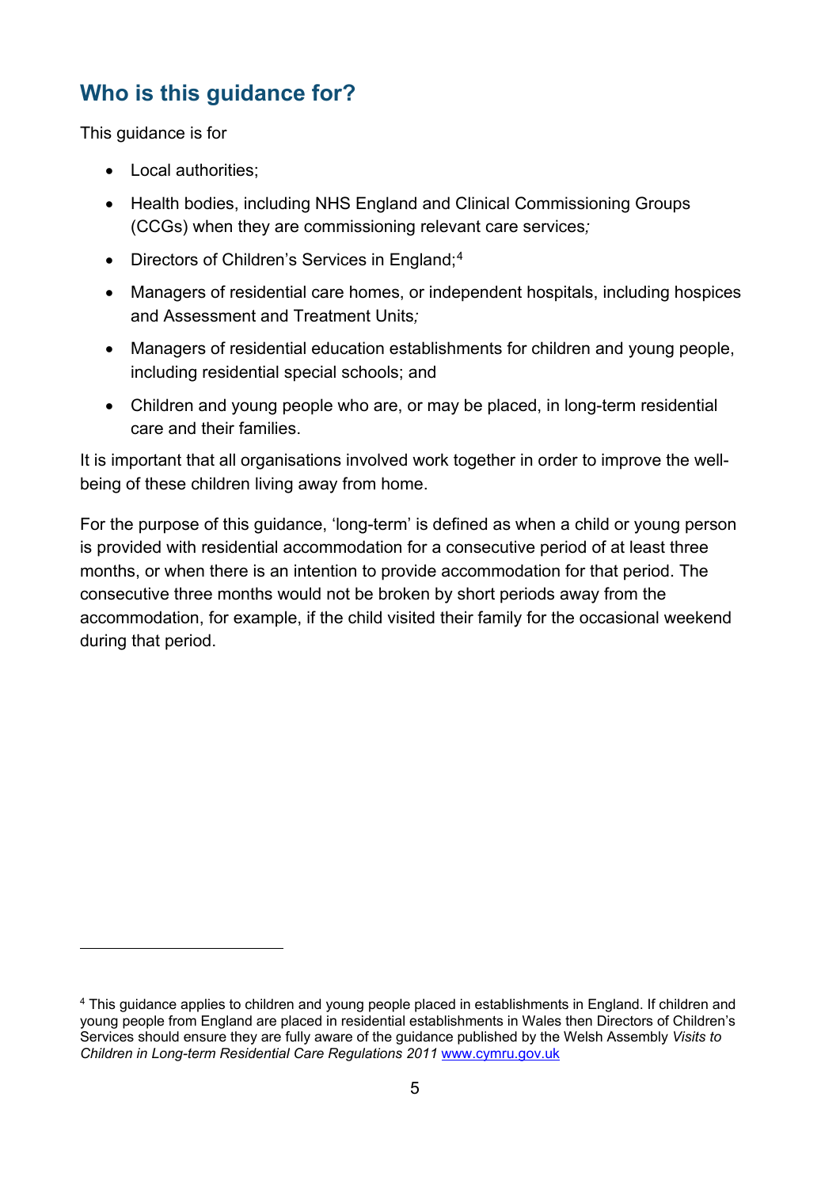## Who is this guidance for?

This guidance is for

- Local authorities;
- Health bodies, including NHS England and Clinical Commissioning Groups (CCGs) when they are commissioning relevant care services*;*
- Directors of Children's Services in England;[4]
- Managers of residential care homes, or independent hospitals, including hospices and Assessment and Treatment Units*;*
- Managers of residential education establishments for children and young people, including residential special schools; and
- Children and young people who are, or may be placed, in long-term residential care and their families.

It is important that all organisations involved work together in order to improve the well-being of these children living away from home.

For the purpose of this guidance, 'long-term' is defined as when a child or young person is provided with residential accommodation for a consecutive period of at least three months, or when there is an intention to provide accommodation for that period. The consecutive three months would not be broken by short periods away from the accommodation, for example, if the child visited their family for the occasional weekend during that period.

---

[4] This guidance applies to children and young people placed in establishments in England. If children and young people from England are placed in residential establishments in Wales then Directors of Children's Services should ensure they are fully aware of the guidance published by the Welsh Assembly *Visits to Children in Long-term Residential Care Regulations 2011* [www.cymru.gov.uk](http://www.cymru.gov.uk)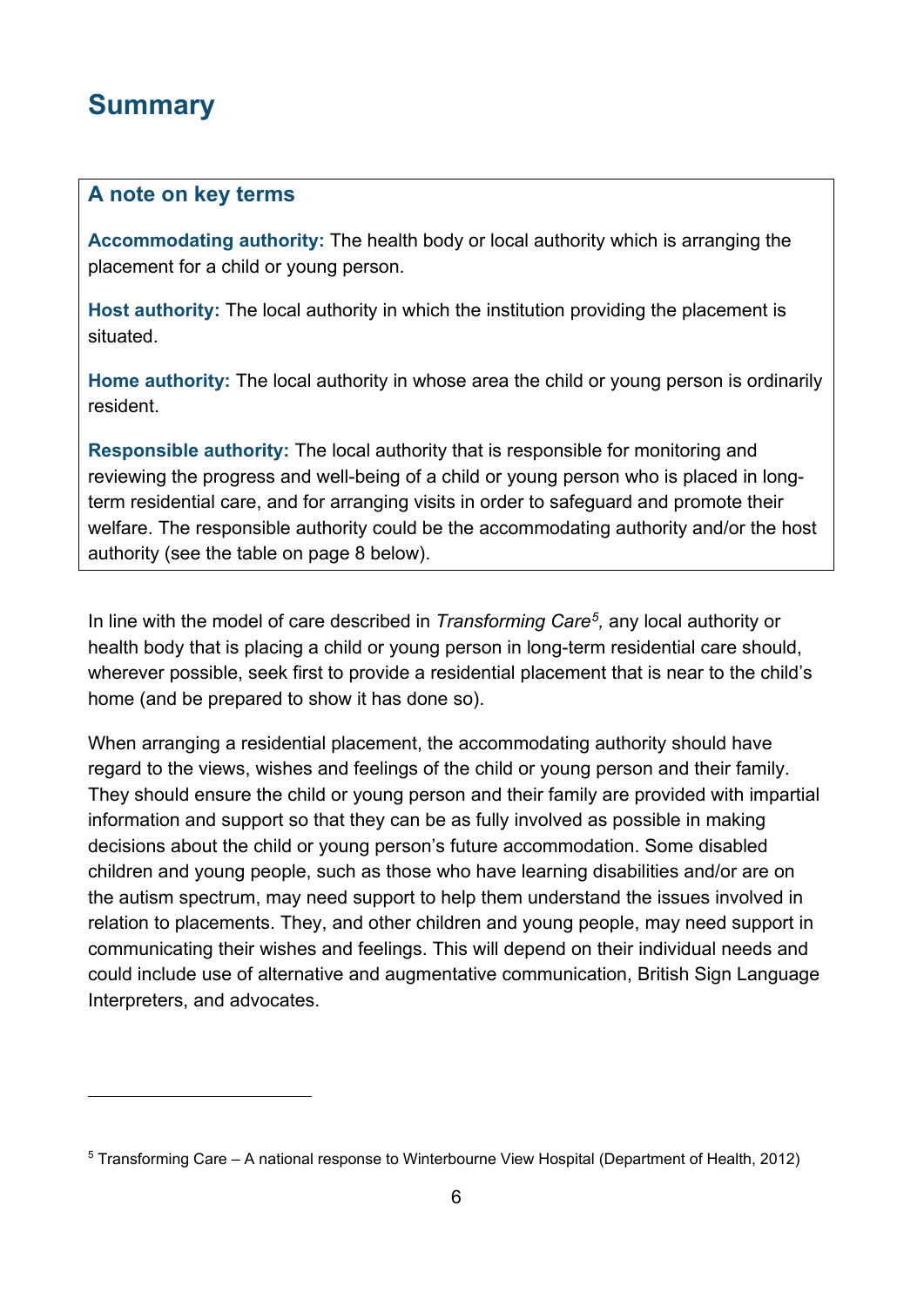## Summary

### A note on key terms

**Accommodating authority:** The health body or local authority which is arranging the placement for a child or young person.

**Host authority:** The local authority in which the institution providing the placement is situated.

**Home authority:** The local authority in whose area the child or young person is ordinarily resident.

**Responsible authority:** The local authority that is responsible for monitoring and reviewing the progress and well-being of a child or young person who is placed in long-term residential care, and for arranging visits in order to safeguard and promote their welfare. The responsible authority could be the accommodating authority and/or the host authority (see the table on page 8 below).

In line with the model of care described in *Transforming Care*[5], any local authority or health body that is placing a child or young person in long-term residential care should, wherever possible, seek first to provide a residential placement that is near to the child's home (and be prepared to show it has done so).

When arranging a residential placement, the accommodating authority should have regard to the views, wishes and feelings of the child or young person and their family. They should ensure the child or young person and their family are provided with impartial information and support so that they can be as fully involved as possible in making decisions about the child or young person's future accommodation. Some disabled children and young people, such as those who have learning disabilities and/or are on the autism spectrum, may need support to help them understand the issues involved in relation to placements. They, and other children and young people, may need support in communicating their wishes and feelings. This will depend on their individual needs and could include use of alternative and augmentative communication, British Sign Language Interpreters, and advocates.

[5] Transforming Care – A national response to Winterbourne View Hospital (Department of Health, 2012)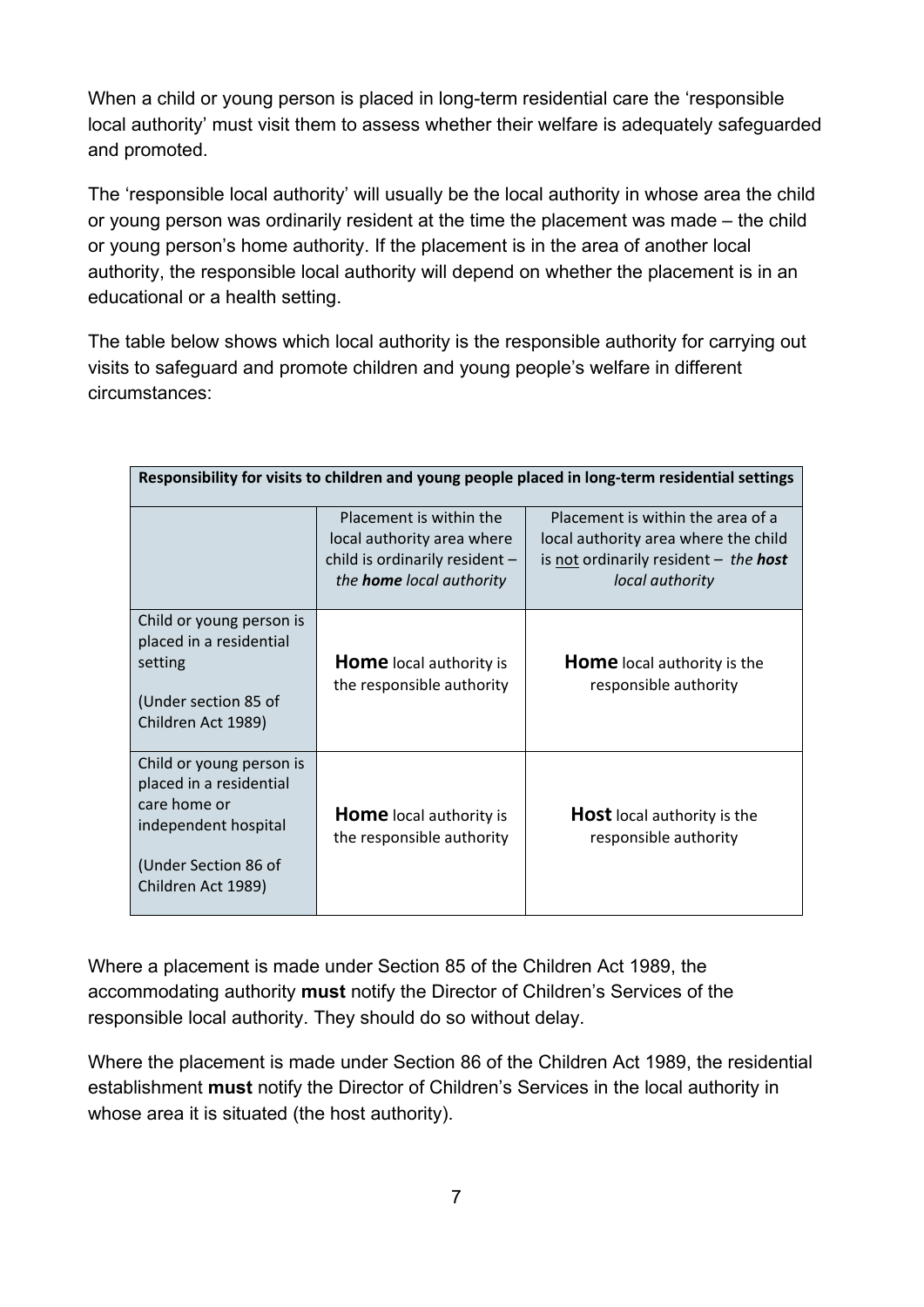When a child or young person is placed in long-term residential care the 'responsible local authority' must visit them to assess whether their welfare is adequately safeguarded and promoted.

The 'responsible local authority' will usually be the local authority in whose area the child or young person was ordinarily resident at the time the placement was made – the child or young person's home authority. If the placement is in the area of another local authority, the responsible local authority will depend on whether the placement is in an educational or a health setting.

The table below shows which local authority is the responsible authority for carrying out visits to safeguard and promote children and young people's welfare in different circumstances:

| **Responsibility for visits to children and young people placed in long-term residential settings** | | |
|---|---|---|
| | Placement is within the local authority area where child is ordinarily resident – *the **home** local authority* | Placement is within the area of a local authority area where the child is not ordinarily resident – *the **host** local authority* |
| Child or young person is placed in a residential setting (Under section 85 of Children Act 1989) | **Home** local authority is the responsible authority | **Home** local authority is the responsible authority |
| Child or young person is placed in a residential care home or independent hospital (Under Section 86 of Children Act 1989) | **Home** local authority is the responsible authority | **Host** local authority is the responsible authority |

Where a placement is made under Section 85 of the Children Act 1989, the accommodating authority **must** notify the Director of Children's Services of the responsible local authority. They should do so without delay.

Where the placement is made under Section 86 of the Children Act 1989, the residential establishment **must** notify the Director of Children's Services in the local authority in whose area it is situated (the host authority).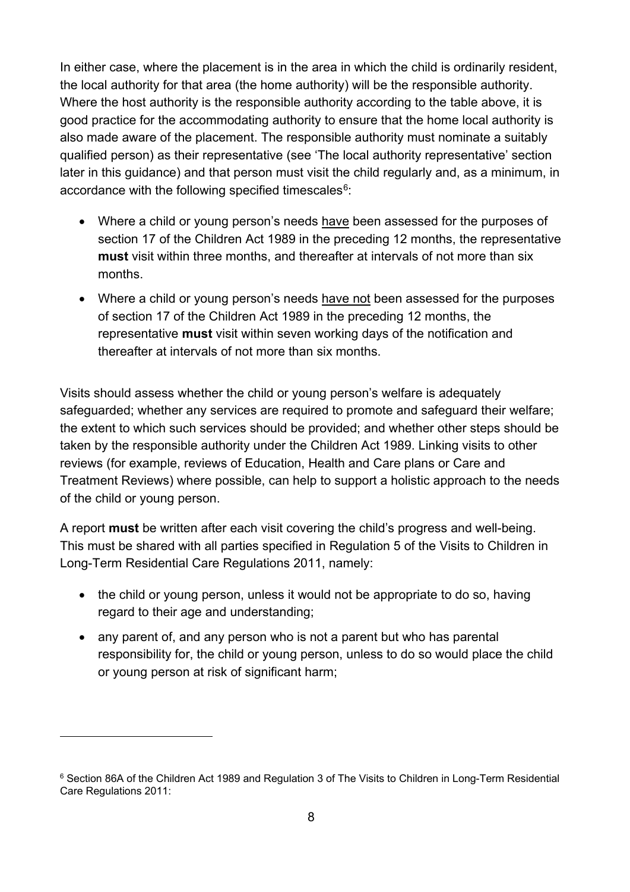In either case, where the placement is in the area in which the child is ordinarily resident, the local authority for that area (the home authority) will be the responsible authority. Where the host authority is the responsible authority according to the table above, it is good practice for the accommodating authority to ensure that the home local authority is also made aware of the placement. The responsible authority must nominate a suitably qualified person) as their representative (see 'The local authority representative' section later in this guidance) and that person must visit the child regularly and, as a minimum, in accordance with the following specified timescales[6]:

- Where a child or young person's needs have been assessed for the purposes of section 17 of the Children Act 1989 in the preceding 12 months, the representative **must** visit within three months, and thereafter at intervals of not more than six months.
- Where a child or young person's needs have not been assessed for the purposes of section 17 of the Children Act 1989 in the preceding 12 months, the representative **must** visit within seven working days of the notification and thereafter at intervals of not more than six months.

Visits should assess whether the child or young person's welfare is adequately safeguarded; whether any services are required to promote and safeguard their welfare; the extent to which such services should be provided; and whether other steps should be taken by the responsible authority under the Children Act 1989. Linking visits to other reviews (for example, reviews of Education, Health and Care plans or Care and Treatment Reviews) where possible, can help to support a holistic approach to the needs of the child or young person.

A report **must** be written after each visit covering the child's progress and well-being. This must be shared with all parties specified in Regulation 5 of the Visits to Children in Long-Term Residential Care Regulations 2011, namely:

- the child or young person, unless it would not be appropriate to do so, having regard to their age and understanding;
- any parent of, and any person who is not a parent but who has parental responsibility for, the child or young person, unless to do so would place the child or young person at risk of significant harm;

[6] Section 86A of the Children Act 1989 and Regulation 3 of The Visits to Children in Long-Term Residential Care Regulations 2011: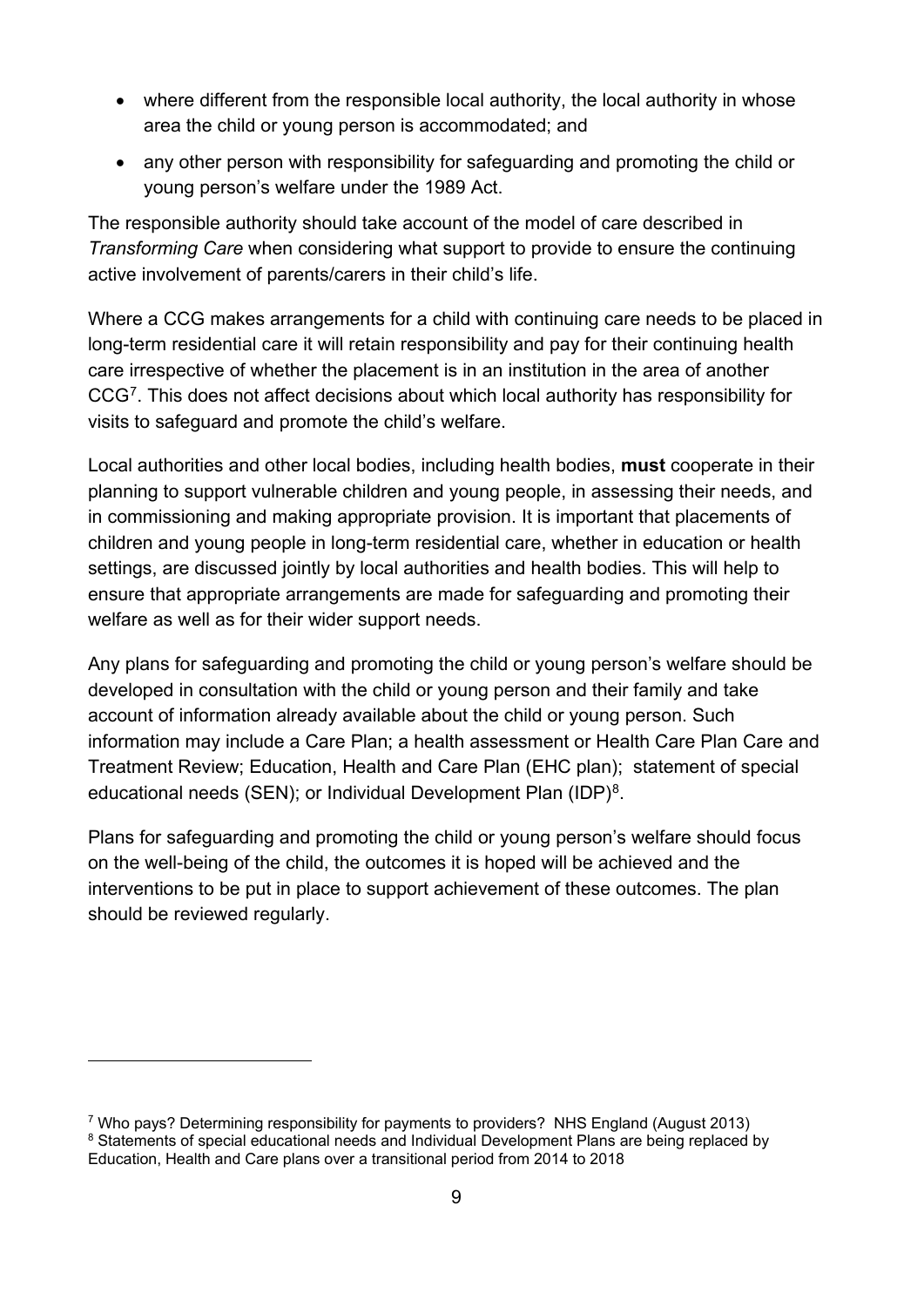- where different from the responsible local authority, the local authority in whose area the child or young person is accommodated; and
- any other person with responsibility for safeguarding and promoting the child or young person's welfare under the 1989 Act.

The responsible authority should take account of the model of care described in *Transforming Care* when considering what support to provide to ensure the continuing active involvement of parents/carers in their child's life.

Where a CCG makes arrangements for a child with continuing care needs to be placed in long-term residential care it will retain responsibility and pay for their continuing health care irrespective of whether the placement is in an institution in the area of another CCG[7]. This does not affect decisions about which local authority has responsibility for visits to safeguard and promote the child's welfare.

Local authorities and other local bodies, including health bodies, **must** cooperate in their planning to support vulnerable children and young people, in assessing their needs, and in commissioning and making appropriate provision. It is important that placements of children and young people in long-term residential care, whether in education or health settings, are discussed jointly by local authorities and health bodies. This will help to ensure that appropriate arrangements are made for safeguarding and promoting their welfare as well as for their wider support needs.

Any plans for safeguarding and promoting the child or young person's welfare should be developed in consultation with the child or young person and their family and take account of information already available about the child or young person. Such information may include a Care Plan; a health assessment or Health Care Plan Care and Treatment Review; Education, Health and Care Plan (EHC plan); statement of special educational needs (SEN); or Individual Development Plan (IDP)[8].

Plans for safeguarding and promoting the child or young person's welfare should focus on the well-being of the child, the outcomes it is hoped will be achieved and the interventions to be put in place to support achievement of these outcomes. The plan should be reviewed regularly.

---

[7] Who pays? Determining responsibility for payments to providers? NHS England (August 2013)

[8] Statements of special educational needs and Individual Development Plans are being replaced by Education, Health and Care plans over a transitional period from 2014 to 2018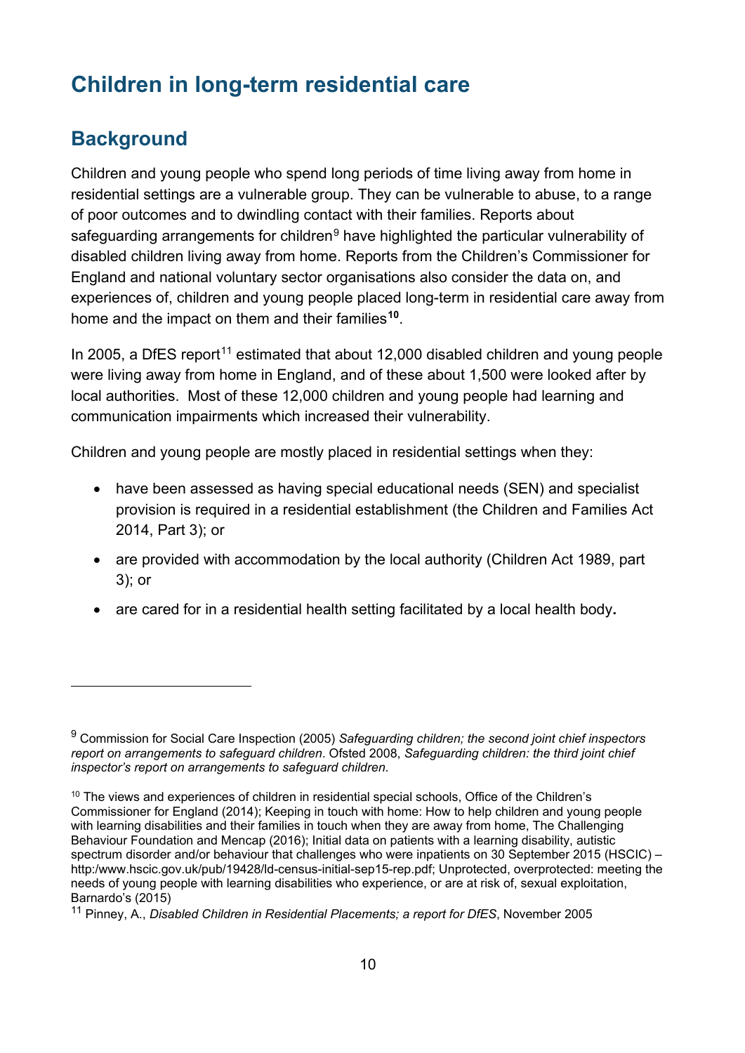# Children in long-term residential care

## Background

Children and young people who spend long periods of time living away from home in residential settings are a vulnerable group. They can be vulnerable to abuse, to a range of poor outcomes and to dwindling contact with their families. Reports about safeguarding arrangements for children[9] have highlighted the particular vulnerability of disabled children living away from home. Reports from the Children's Commissioner for England and national voluntary sector organisations also consider the data on, and experiences of, children and young people placed long-term in residential care away from home and the impact on them and their families[10].

In 2005, a DfES report[11] estimated that about 12,000 disabled children and young people were living away from home in England, and of these about 1,500 were looked after by local authorities. Most of these 12,000 children and young people had learning and communication impairments which increased their vulnerability.

Children and young people are mostly placed in residential settings when they:

- have been assessed as having special educational needs (SEN) and specialist provision is required in a residential establishment (the Children and Families Act 2014, Part 3); or
- are provided with accommodation by the local authority (Children Act 1989, part 3); or
- are cared for in a residential health setting facilitated by a local health body.

---

[9] Commission for Social Care Inspection (2005) *Safeguarding children; the second joint chief inspectors report on arrangements to safeguard children*. Ofsted 2008, *Safeguarding children: the third joint chief inspector's report on arrangements to safeguard children*.

[10] The views and experiences of children in residential special schools, Office of the Children's Commissioner for England (2014); Keeping in touch with home: How to help children and young people with learning disabilities and their families in touch when they are away from home, The Challenging Behaviour Foundation and Mencap (2016); Initial data on patients with a learning disability, autistic spectrum disorder and/or behaviour that challenges who were inpatients on 30 September 2015 (HSCIC) – http:/www.hscic.gov.uk/pub/19428/ld-census-initial-sep15-rep.pdf; Unprotected, overprotected: meeting the needs of young people with learning disabilities who experience, or are at risk of, sexual exploitation, Barnardo's (2015)

[11] Pinney, A., *Disabled Children in Residential Placements; a report for DfES*, November 2005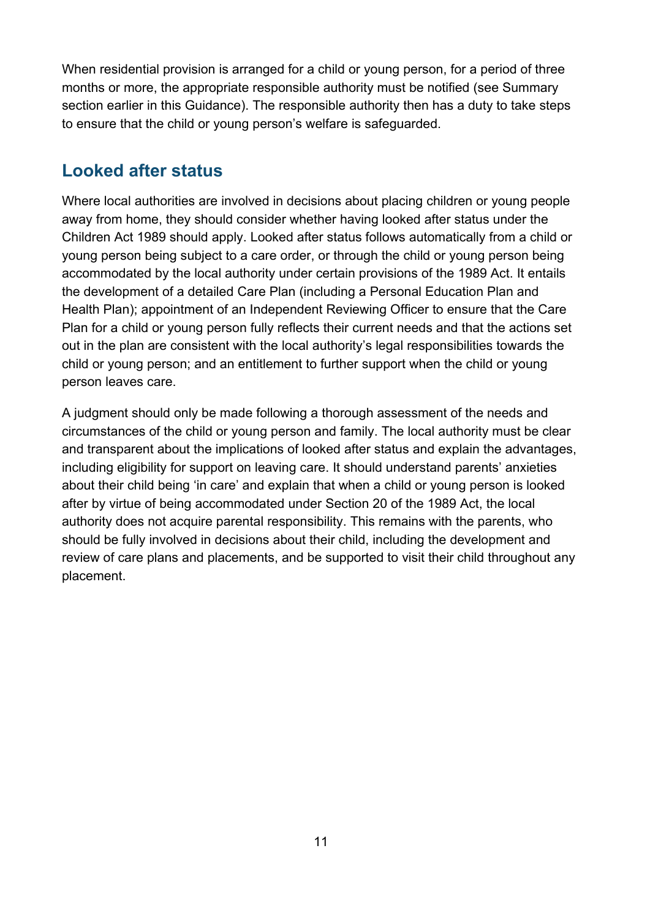When residential provision is arranged for a child or young person, for a period of three months or more, the appropriate responsible authority must be notified (see Summary section earlier in this Guidance). The responsible authority then has a duty to take steps to ensure that the child or young person's welfare is safeguarded.

## Looked after status

Where local authorities are involved in decisions about placing children or young people away from home, they should consider whether having looked after status under the Children Act 1989 should apply. Looked after status follows automatically from a child or young person being subject to a care order, or through the child or young person being accommodated by the local authority under certain provisions of the 1989 Act. It entails the development of a detailed Care Plan (including a Personal Education Plan and Health Plan); appointment of an Independent Reviewing Officer to ensure that the Care Plan for a child or young person fully reflects their current needs and that the actions set out in the plan are consistent with the local authority's legal responsibilities towards the child or young person; and an entitlement to further support when the child or young person leaves care.

A judgment should only be made following a thorough assessment of the needs and circumstances of the child or young person and family. The local authority must be clear and transparent about the implications of looked after status and explain the advantages, including eligibility for support on leaving care. It should understand parents' anxieties about their child being 'in care' and explain that when a child or young person is looked after by virtue of being accommodated under Section 20 of the 1989 Act, the local authority does not acquire parental responsibility. This remains with the parents, who should be fully involved in decisions about their child, including the development and review of care plans and placements, and be supported to visit their child throughout any placement.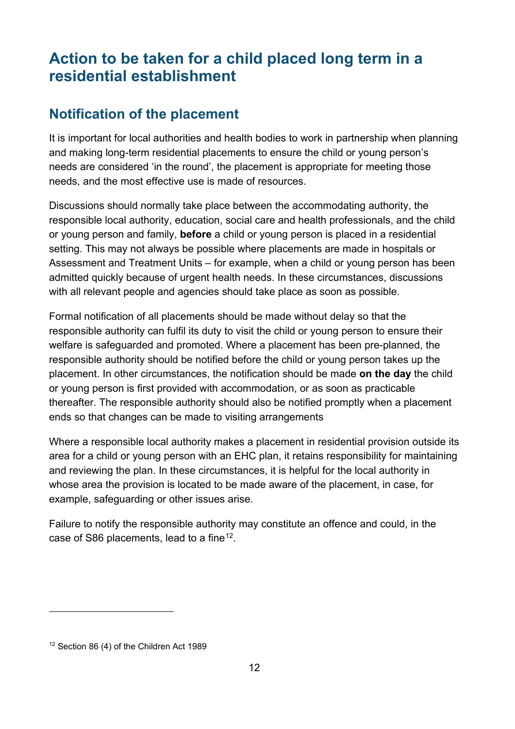# Action to be taken for a child placed long term in a residential establishment

## Notification of the placement

It is important for local authorities and health bodies to work in partnership when planning and making long-term residential placements to ensure the child or young person's needs are considered 'in the round', the placement is appropriate for meeting those needs, and the most effective use is made of resources.

Discussions should normally take place between the accommodating authority, the responsible local authority, education, social care and health professionals, and the child or young person and family, **before** a child or young person is placed in a residential setting. This may not always be possible where placements are made in hospitals or Assessment and Treatment Units – for example, when a child or young person has been admitted quickly because of urgent health needs. In these circumstances, discussions with all relevant people and agencies should take place as soon as possible.

Formal notification of all placements should be made without delay so that the responsible authority can fulfil its duty to visit the child or young person to ensure their welfare is safeguarded and promoted. Where a placement has been pre-planned, the responsible authority should be notified before the child or young person takes up the placement. In other circumstances, the notification should be made **on the day** the child or young person is first provided with accommodation, or as soon as practicable thereafter. The responsible authority should also be notified promptly when a placement ends so that changes can be made to visiting arrangements

Where a responsible local authority makes a placement in residential provision outside its area for a child or young person with an EHC plan, it retains responsibility for maintaining and reviewing the plan. In these circumstances, it is helpful for the local authority in whose area the provision is located to be made aware of the placement, in case, for example, safeguarding or other issues arise.

Failure to notify the responsible authority may constitute an offence and could, in the case of S86 placements, lead to a fine[12].

---

[12] Section 86 (4) of the Children Act 1989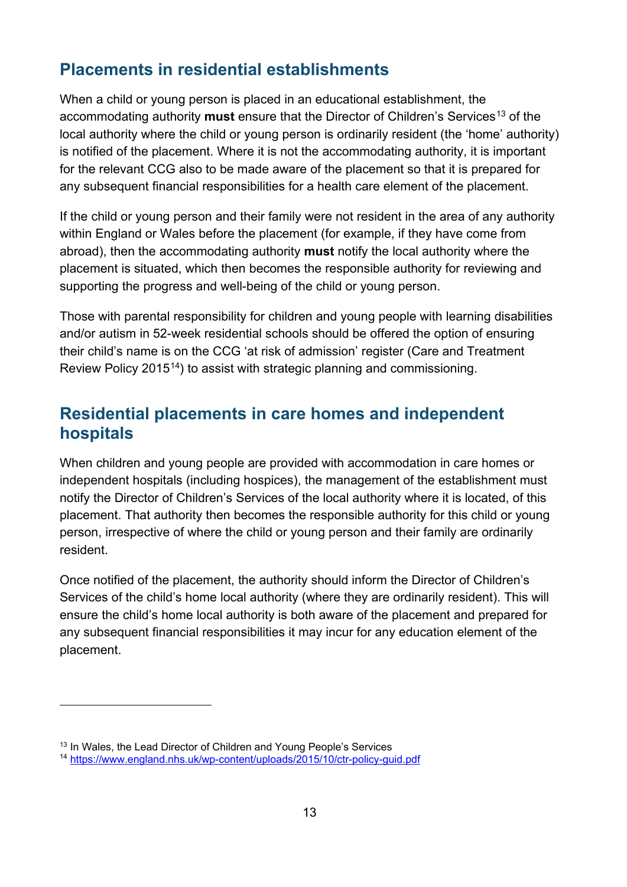## Placements in residential establishments

When a child or young person is placed in an educational establishment, the accommodating authority **must** ensure that the Director of Children's Services[13] of the local authority where the child or young person is ordinarily resident (the 'home' authority) is notified of the placement. Where it is not the accommodating authority, it is important for the relevant CCG also to be made aware of the placement so that it is prepared for any subsequent financial responsibilities for a health care element of the placement.

If the child or young person and their family were not resident in the area of any authority within England or Wales before the placement (for example, if they have come from abroad), then the accommodating authority **must** notify the local authority where the placement is situated, which then becomes the responsible authority for reviewing and supporting the progress and well-being of the child or young person.

Those with parental responsibility for children and young people with learning disabilities and/or autism in 52-week residential schools should be offered the option of ensuring their child's name is on the CCG 'at risk of admission' register (Care and Treatment Review Policy 2015[14]) to assist with strategic planning and commissioning.

## Residential placements in care homes and independent hospitals

When children and young people are provided with accommodation in care homes or independent hospitals (including hospices), the management of the establishment must notify the Director of Children's Services of the local authority where it is located, of this placement. That authority then becomes the responsible authority for this child or young person, irrespective of where the child or young person and their family are ordinarily resident.

Once notified of the placement, the authority should inform the Director of Children's Services of the child's home local authority (where they are ordinarily resident). This will ensure the child's home local authority is both aware of the placement and prepared for any subsequent financial responsibilities it may incur for any education element of the placement.

---

[13] In Wales, the Lead Director of Children and Young People's Services

[14] https://www.england.nhs.uk/wp-content/uploads/2015/10/ctr-policy-guid.pdf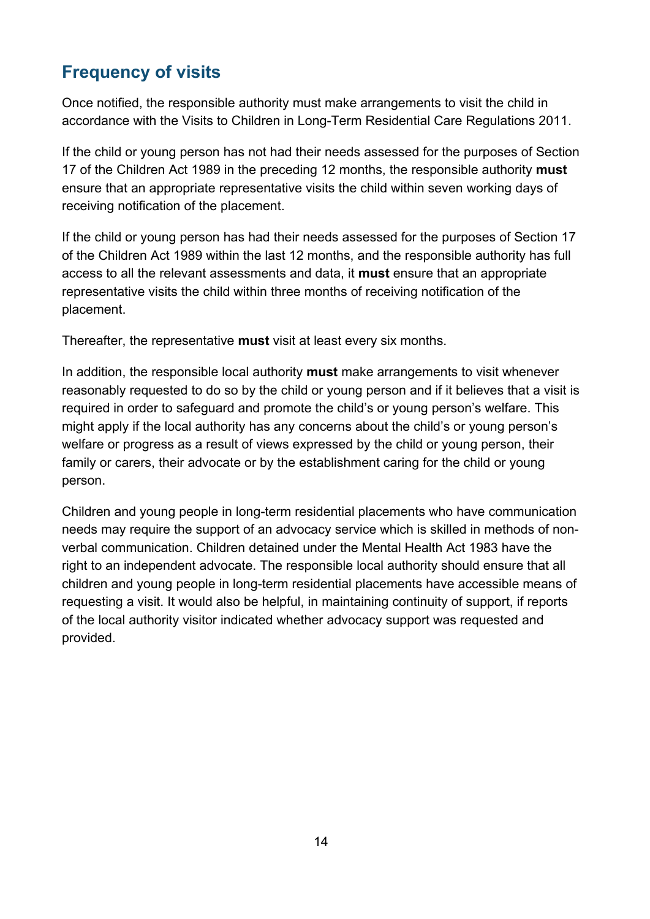## Frequency of visits

Once notified, the responsible authority must make arrangements to visit the child in accordance with the Visits to Children in Long-Term Residential Care Regulations 2011.

If the child or young person has not had their needs assessed for the purposes of Section 17 of the Children Act 1989 in the preceding 12 months, the responsible authority **must** ensure that an appropriate representative visits the child within seven working days of receiving notification of the placement.

If the child or young person has had their needs assessed for the purposes of Section 17 of the Children Act 1989 within the last 12 months, and the responsible authority has full access to all the relevant assessments and data, it **must** ensure that an appropriate representative visits the child within three months of receiving notification of the placement.

Thereafter, the representative **must** visit at least every six months.

In addition, the responsible local authority **must** make arrangements to visit whenever reasonably requested to do so by the child or young person and if it believes that a visit is required in order to safeguard and promote the child's or young person's welfare. This might apply if the local authority has any concerns about the child's or young person's welfare or progress as a result of views expressed by the child or young person, their family or carers, their advocate or by the establishment caring for the child or young person.

Children and young people in long-term residential placements who have communication needs may require the support of an advocacy service which is skilled in methods of non-verbal communication. Children detained under the Mental Health Act 1983 have the right to an independent advocate. The responsible local authority should ensure that all children and young people in long-term residential placements have accessible means of requesting a visit. It would also be helpful, in maintaining continuity of support, if reports of the local authority visitor indicated whether advocacy support was requested and provided.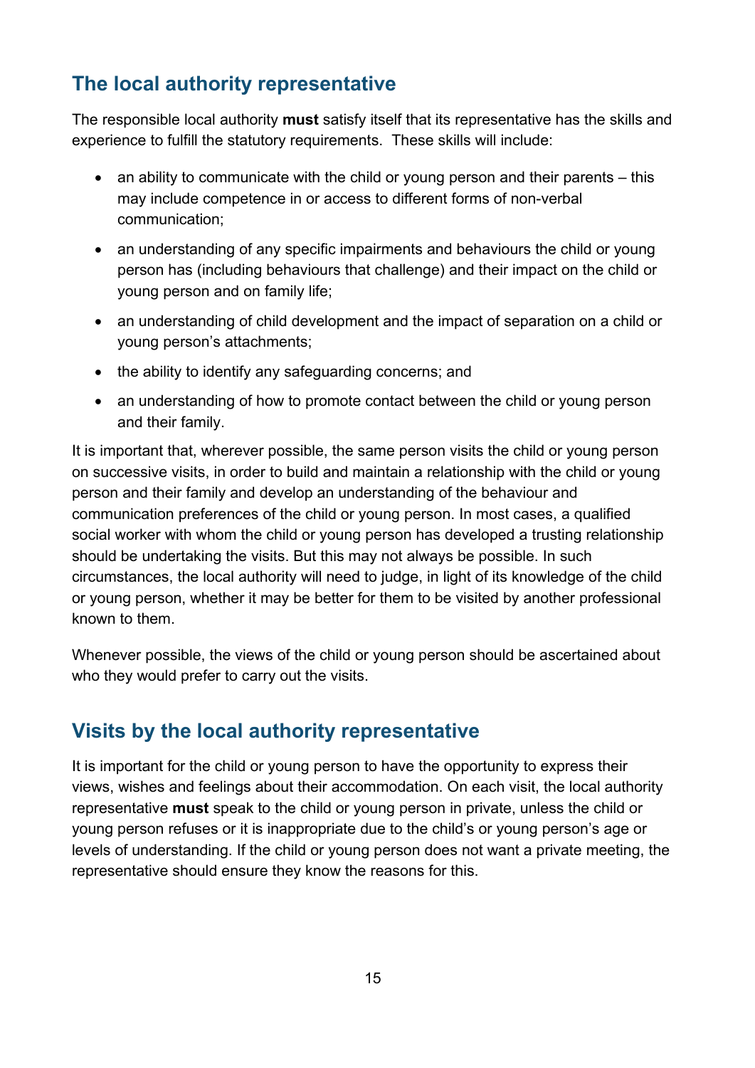## The local authority representative

The responsible local authority **must** satisfy itself that its representative has the skills and experience to fulfill the statutory requirements. These skills will include:

- an ability to communicate with the child or young person and their parents – this may include competence in or access to different forms of non-verbal communication;
- an understanding of any specific impairments and behaviours the child or young person has (including behaviours that challenge) and their impact on the child or young person and on family life;
- an understanding of child development and the impact of separation on a child or young person's attachments;
- the ability to identify any safeguarding concerns; and
- an understanding of how to promote contact between the child or young person and their family.

It is important that, wherever possible, the same person visits the child or young person on successive visits, in order to build and maintain a relationship with the child or young person and their family and develop an understanding of the behaviour and communication preferences of the child or young person. In most cases, a qualified social worker with whom the child or young person has developed a trusting relationship should be undertaking the visits. But this may not always be possible. In such circumstances, the local authority will need to judge, in light of its knowledge of the child or young person, whether it may be better for them to be visited by another professional known to them.

Whenever possible, the views of the child or young person should be ascertained about who they would prefer to carry out the visits.

## Visits by the local authority representative

It is important for the child or young person to have the opportunity to express their views, wishes and feelings about their accommodation. On each visit, the local authority representative **must** speak to the child or young person in private, unless the child or young person refuses or it is inappropriate due to the child's or young person's age or levels of understanding. If the child or young person does not want a private meeting, the representative should ensure they know the reasons for this.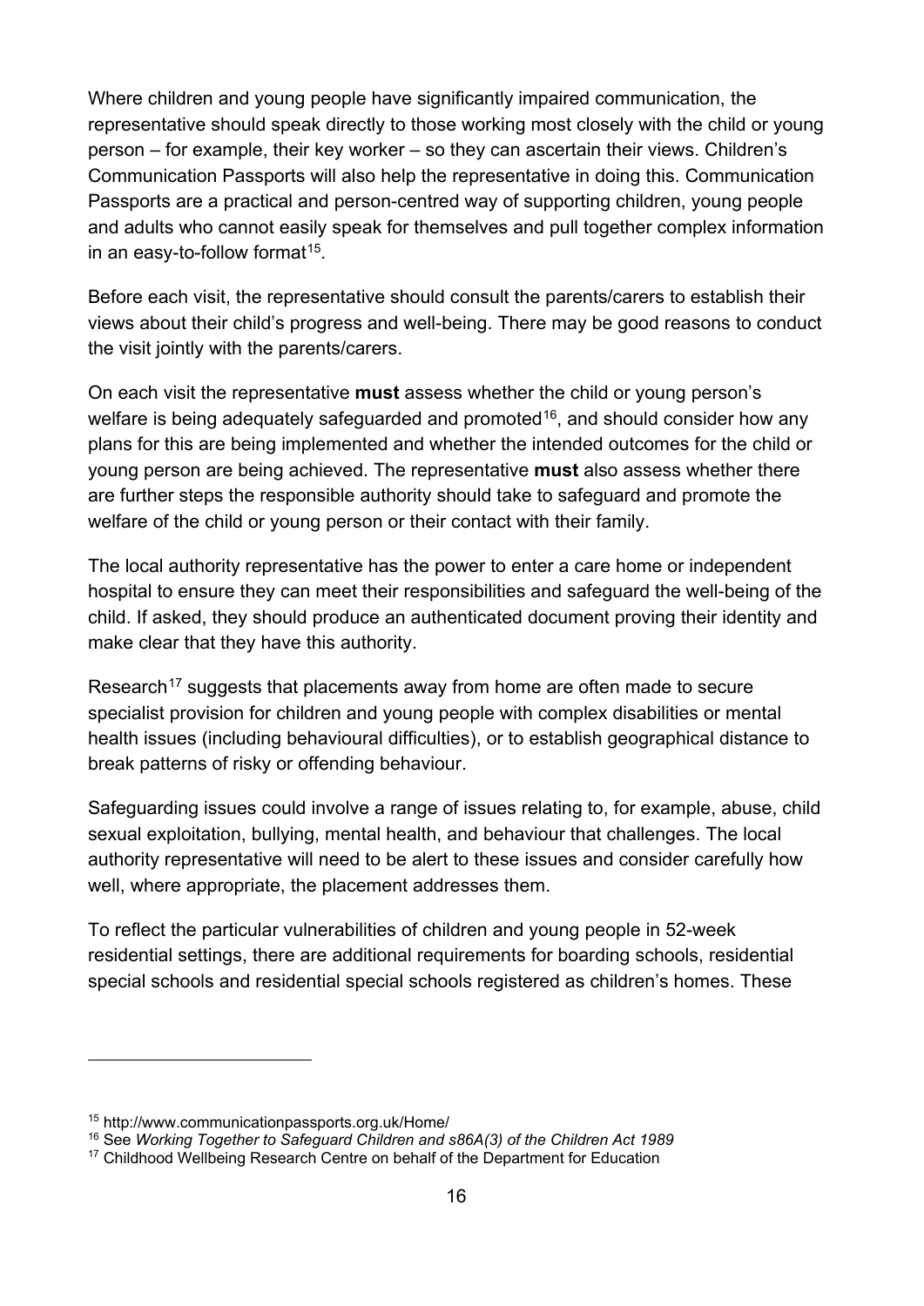Where children and young people have significantly impaired communication, the representative should speak directly to those working most closely with the child or young person – for example, their key worker – so they can ascertain their views. Children's Communication Passports will also help the representative in doing this. Communication Passports are a practical and person-centred way of supporting children, young people and adults who cannot easily speak for themselves and pull together complex information in an easy-to-follow format[15].

Before each visit, the representative should consult the parents/carers to establish their views about their child's progress and well-being. There may be good reasons to conduct the visit jointly with the parents/carers.

On each visit the representative **must** assess whether the child or young person's welfare is being adequately safeguarded and promoted[16], and should consider how any plans for this are being implemented and whether the intended outcomes for the child or young person are being achieved. The representative **must** also assess whether there are further steps the responsible authority should take to safeguard and promote the welfare of the child or young person or their contact with their family.

The local authority representative has the power to enter a care home or independent hospital to ensure they can meet their responsibilities and safeguard the well-being of the child. If asked, they should produce an authenticated document proving their identity and make clear that they have this authority.

Research[17] suggests that placements away from home are often made to secure specialist provision for children and young people with complex disabilities or mental health issues (including behavioural difficulties), or to establish geographical distance to break patterns of risky or offending behaviour.

Safeguarding issues could involve a range of issues relating to, for example, abuse, child sexual exploitation, bullying, mental health, and behaviour that challenges. The local authority representative will need to be alert to these issues and consider carefully how well, where appropriate, the placement addresses them.

To reflect the particular vulnerabilities of children and young people in 52-week residential settings, there are additional requirements for boarding schools, residential special schools and residential special schools registered as children's homes. These

---

[15] http://www.communicationpassports.org.uk/Home/

[16] See *Working Together to Safeguard Children and s86A(3) of the Children Act 1989*

[17] Childhood Wellbeing Research Centre on behalf of the Department for Education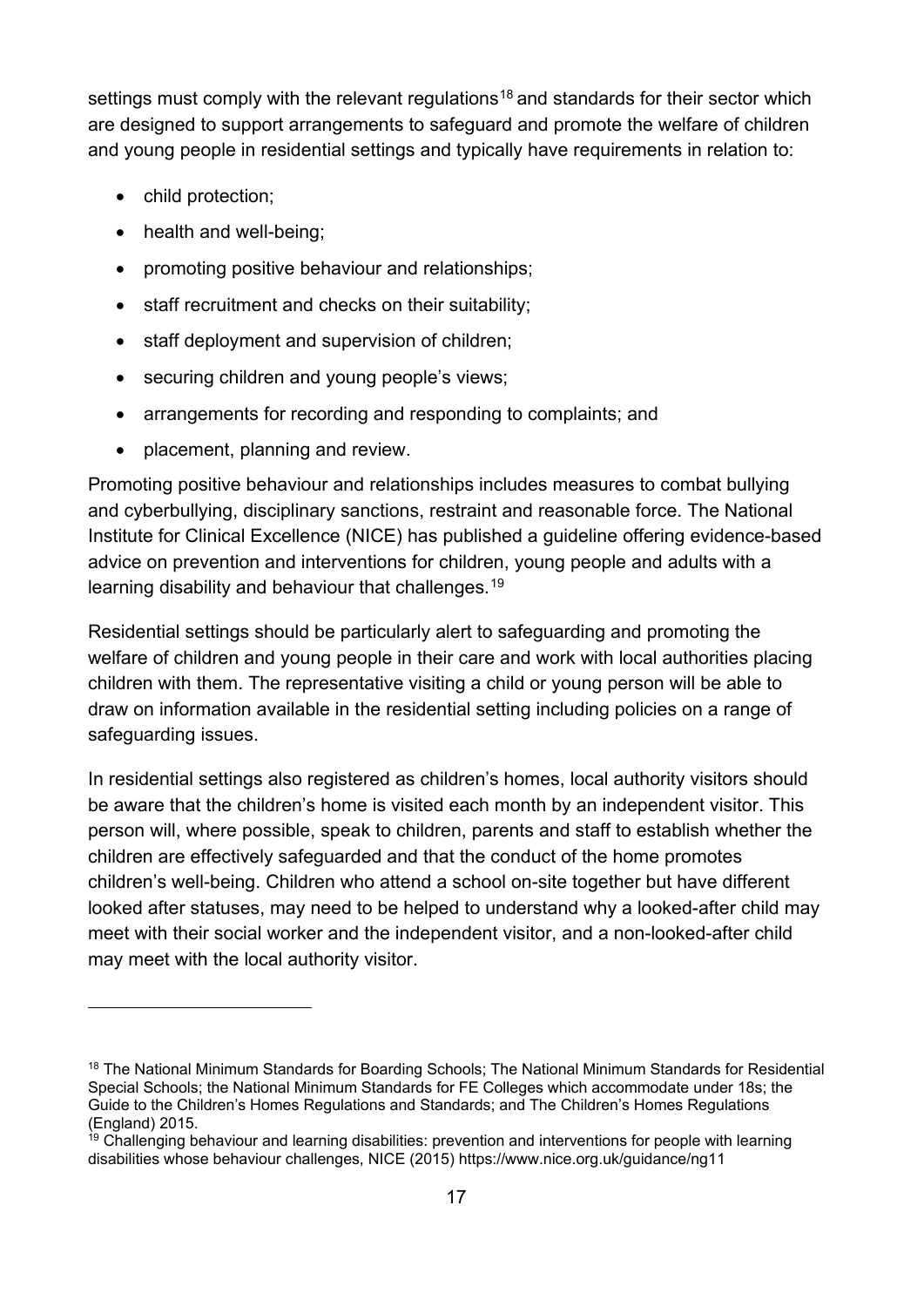settings must comply with the relevant regulations[18] and standards for their sector which are designed to support arrangements to safeguard and promote the welfare of children and young people in residential settings and typically have requirements in relation to:

- child protection;
- health and well-being;
- promoting positive behaviour and relationships;
- staff recruitment and checks on their suitability;
- staff deployment and supervision of children;
- securing children and young people's views;
- arrangements for recording and responding to complaints; and
- placement, planning and review.

Promoting positive behaviour and relationships includes measures to combat bullying and cyberbullying, disciplinary sanctions, restraint and reasonable force. The National Institute for Clinical Excellence (NICE) has published a guideline offering evidence-based advice on prevention and interventions for children, young people and adults with a learning disability and behaviour that challenges.[19]

Residential settings should be particularly alert to safeguarding and promoting the welfare of children and young people in their care and work with local authorities placing children with them. The representative visiting a child or young person will be able to draw on information available in the residential setting including policies on a range of safeguarding issues.

In residential settings also registered as children's homes, local authority visitors should be aware that the children's home is visited each month by an independent visitor. This person will, where possible, speak to children, parents and staff to establish whether the children are effectively safeguarded and that the conduct of the home promotes children's well-being. Children who attend a school on-site together but have different looked after statuses, may need to be helped to understand why a looked-after child may meet with their social worker and the independent visitor, and a non-looked-after child may meet with the local authority visitor.

---

[18] The National Minimum Standards for Boarding Schools; The National Minimum Standards for Residential Special Schools; the National Minimum Standards for FE Colleges which accommodate under 18s; the Guide to the Children's Homes Regulations and Standards; and The Children's Homes Regulations (England) 2015.

[19] Challenging behaviour and learning disabilities: prevention and interventions for people with learning disabilities whose behaviour challenges, NICE (2015) https://www.nice.org.uk/guidance/ng11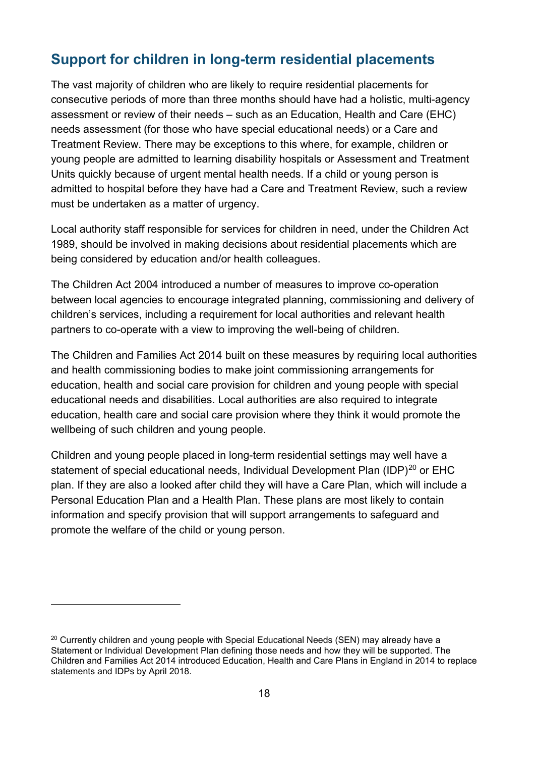## Support for children in long-term residential placements

The vast majority of children who are likely to require residential placements for consecutive periods of more than three months should have had a holistic, multi-agency assessment or review of their needs – such as an Education, Health and Care (EHC) needs assessment (for those who have special educational needs) or a Care and Treatment Review. There may be exceptions to this where, for example, children or young people are admitted to learning disability hospitals or Assessment and Treatment Units quickly because of urgent mental health needs. If a child or young person is admitted to hospital before they have had a Care and Treatment Review, such a review must be undertaken as a matter of urgency.

Local authority staff responsible for services for children in need, under the Children Act 1989, should be involved in making decisions about residential placements which are being considered by education and/or health colleagues.

The Children Act 2004 introduced a number of measures to improve co-operation between local agencies to encourage integrated planning, commissioning and delivery of children's services, including a requirement for local authorities and relevant health partners to co-operate with a view to improving the well-being of children.

The Children and Families Act 2014 built on these measures by requiring local authorities and health commissioning bodies to make joint commissioning arrangements for education, health and social care provision for children and young people with special educational needs and disabilities. Local authorities are also required to integrate education, health care and social care provision where they think it would promote the wellbeing of such children and young people.

Children and young people placed in long-term residential settings may well have a statement of special educational needs, Individual Development Plan (IDP)[20] or EHC plan. If they are also a looked after child they will have a Care Plan, which will include a Personal Education Plan and a Health Plan. These plans are most likely to contain information and specify provision that will support arrangements to safeguard and promote the welfare of the child or young person.

---

[20] Currently children and young people with Special Educational Needs (SEN) may already have a Statement or Individual Development Plan defining those needs and how they will be supported. The Children and Families Act 2014 introduced Education, Health and Care Plans in England in 2014 to replace statements and IDPs by April 2018.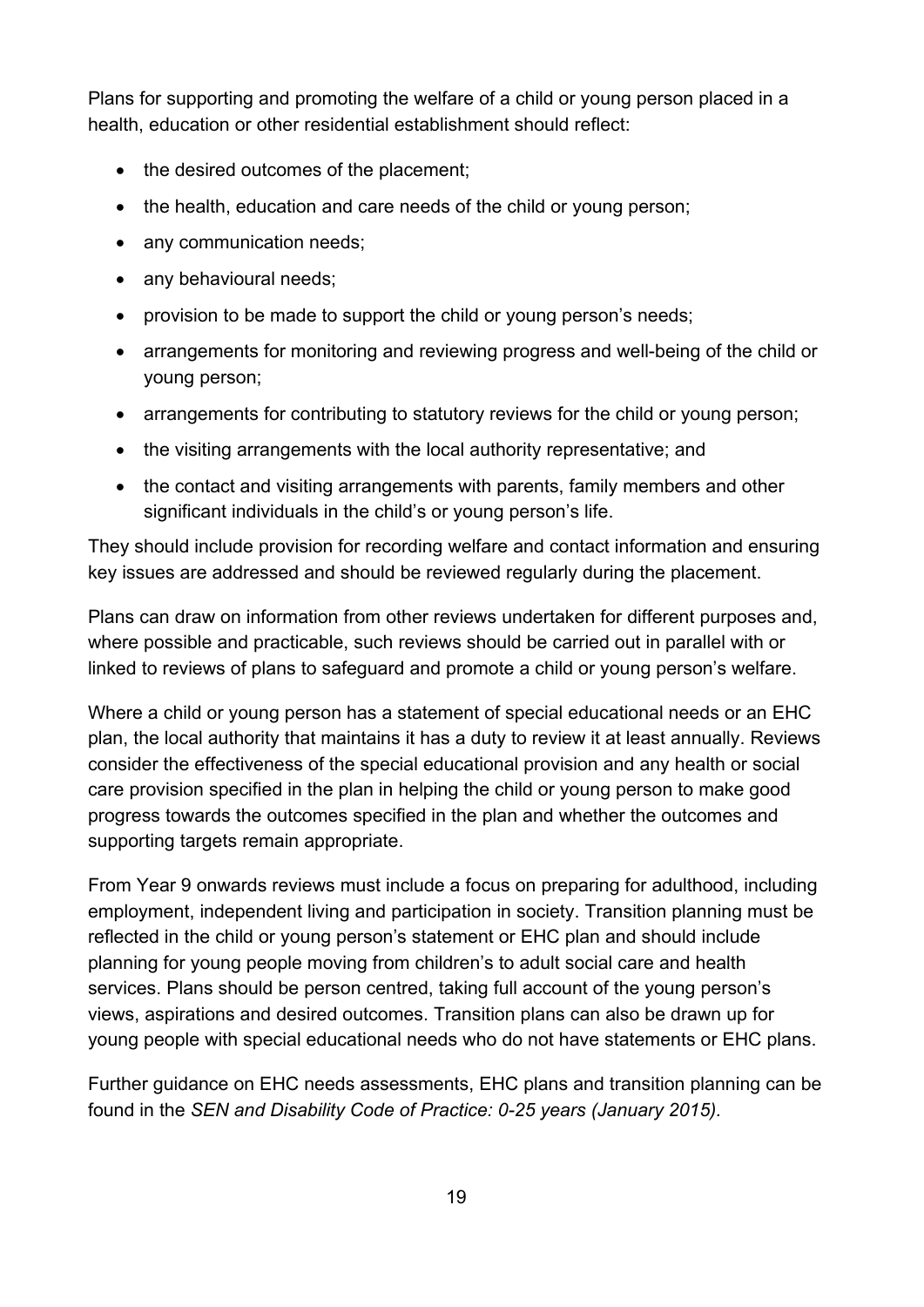Plans for supporting and promoting the welfare of a child or young person placed in a health, education or other residential establishment should reflect:

- the desired outcomes of the placement;
- the health, education and care needs of the child or young person;
- any communication needs;
- any behavioural needs;
- provision to be made to support the child or young person's needs;
- arrangements for monitoring and reviewing progress and well-being of the child or young person;
- arrangements for contributing to statutory reviews for the child or young person;
- the visiting arrangements with the local authority representative; and
- the contact and visiting arrangements with parents, family members and other significant individuals in the child's or young person's life.

They should include provision for recording welfare and contact information and ensuring key issues are addressed and should be reviewed regularly during the placement.

Plans can draw on information from other reviews undertaken for different purposes and, where possible and practicable, such reviews should be carried out in parallel with or linked to reviews of plans to safeguard and promote a child or young person's welfare.

Where a child or young person has a statement of special educational needs or an EHC plan, the local authority that maintains it has a duty to review it at least annually. Reviews consider the effectiveness of the special educational provision and any health or social care provision specified in the plan in helping the child or young person to make good progress towards the outcomes specified in the plan and whether the outcomes and supporting targets remain appropriate.

From Year 9 onwards reviews must include a focus on preparing for adulthood, including employment, independent living and participation in society. Transition planning must be reflected in the child or young person's statement or EHC plan and should include planning for young people moving from children's to adult social care and health services. Plans should be person centred, taking full account of the young person's views, aspirations and desired outcomes. Transition plans can also be drawn up for young people with special educational needs who do not have statements or EHC plans.

Further guidance on EHC needs assessments, EHC plans and transition planning can be found in the *SEN and Disability Code of Practice: 0-25 years (January 2015).*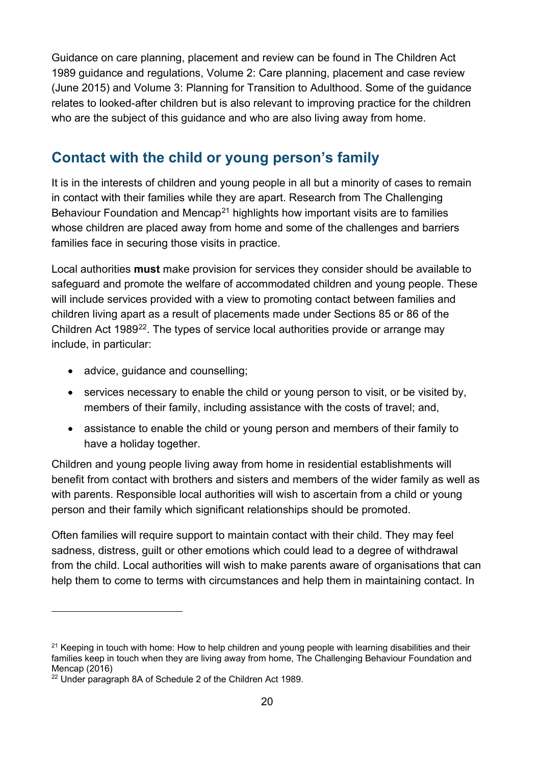Guidance on care planning, placement and review can be found in The Children Act 1989 guidance and regulations, Volume 2: Care planning, placement and case review (June 2015) and Volume 3: Planning for Transition to Adulthood. Some of the guidance relates to looked-after children but is also relevant to improving practice for the children who are the subject of this guidance and who are also living away from home.

## Contact with the child or young person's family

It is in the interests of children and young people in all but a minority of cases to remain in contact with their families while they are apart. Research from The Challenging Behaviour Foundation and Mencap[21] highlights how important visits are to families whose children are placed away from home and some of the challenges and barriers families face in securing those visits in practice.

Local authorities **must** make provision for services they consider should be available to safeguard and promote the welfare of accommodated children and young people. These will include services provided with a view to promoting contact between families and children living apart as a result of placements made under Sections 85 or 86 of the Children Act 1989[22]. The types of service local authorities provide or arrange may include, in particular:

- advice, guidance and counselling;
- services necessary to enable the child or young person to visit, or be visited by, members of their family, including assistance with the costs of travel; and,
- assistance to enable the child or young person and members of their family to have a holiday together.

Children and young people living away from home in residential establishments will benefit from contact with brothers and sisters and members of the wider family as well as with parents. Responsible local authorities will wish to ascertain from a child or young person and their family which significant relationships should be promoted.

Often families will require support to maintain contact with their child. They may feel sadness, distress, guilt or other emotions which could lead to a degree of withdrawal from the child. Local authorities will wish to make parents aware of organisations that can help them to come to terms with circumstances and help them in maintaining contact. In

---

[21] Keeping in touch with home: How to help children and young people with learning disabilities and their families keep in touch when they are living away from home, The Challenging Behaviour Foundation and Mencap (2016)

[22] Under paragraph 8A of Schedule 2 of the Children Act 1989.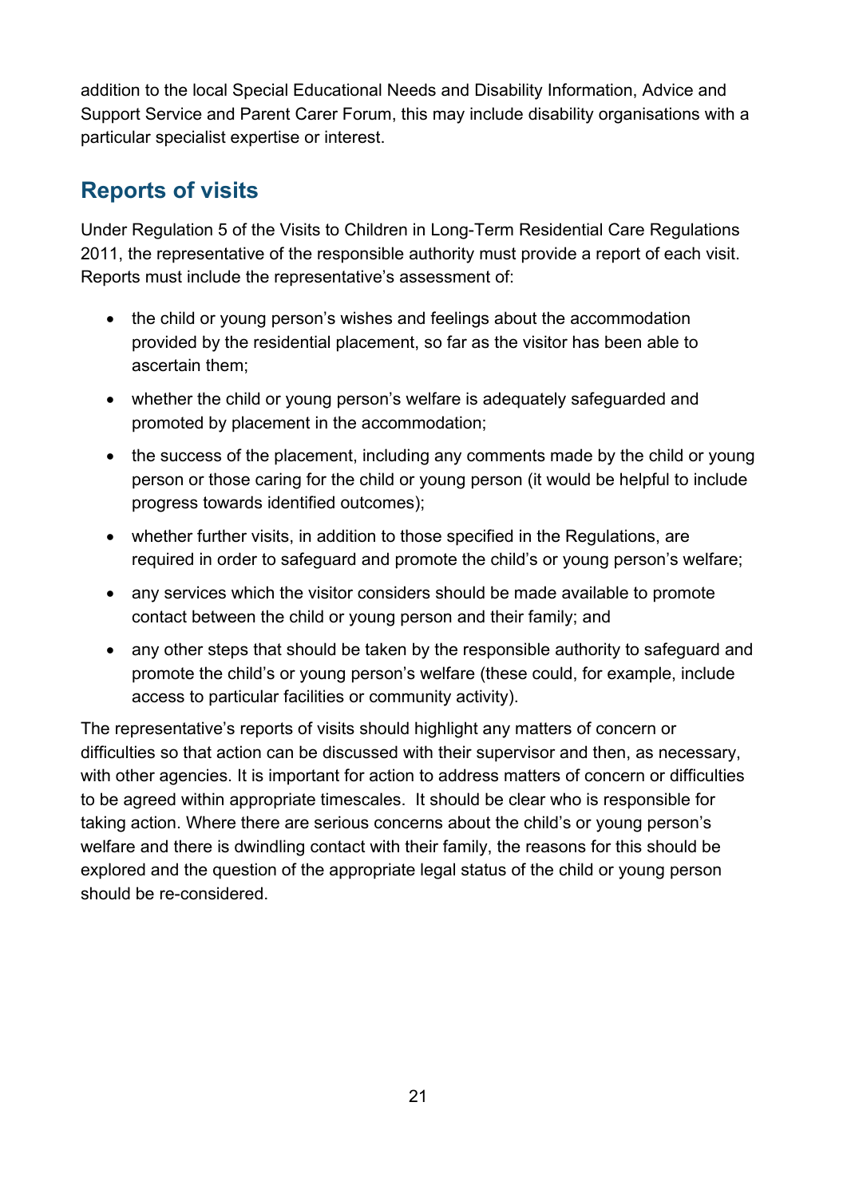addition to the local Special Educational Needs and Disability Information, Advice and Support Service and Parent Carer Forum, this may include disability organisations with a particular specialist expertise or interest.

## Reports of visits

Under Regulation 5 of the Visits to Children in Long-Term Residential Care Regulations 2011, the representative of the responsible authority must provide a report of each visit. Reports must include the representative's assessment of:

- the child or young person's wishes and feelings about the accommodation provided by the residential placement, so far as the visitor has been able to ascertain them;
- whether the child or young person's welfare is adequately safeguarded and promoted by placement in the accommodation;
- the success of the placement, including any comments made by the child or young person or those caring for the child or young person (it would be helpful to include progress towards identified outcomes);
- whether further visits, in addition to those specified in the Regulations, are required in order to safeguard and promote the child's or young person's welfare;
- any services which the visitor considers should be made available to promote contact between the child or young person and their family; and
- any other steps that should be taken by the responsible authority to safeguard and promote the child's or young person's welfare (these could, for example, include access to particular facilities or community activity).

The representative's reports of visits should highlight any matters of concern or difficulties so that action can be discussed with their supervisor and then, as necessary, with other agencies. It is important for action to address matters of concern or difficulties to be agreed within appropriate timescales. It should be clear who is responsible for taking action. Where there are serious concerns about the child's or young person's welfare and there is dwindling contact with their family, the reasons for this should be explored and the question of the appropriate legal status of the child or young person should be re-considered.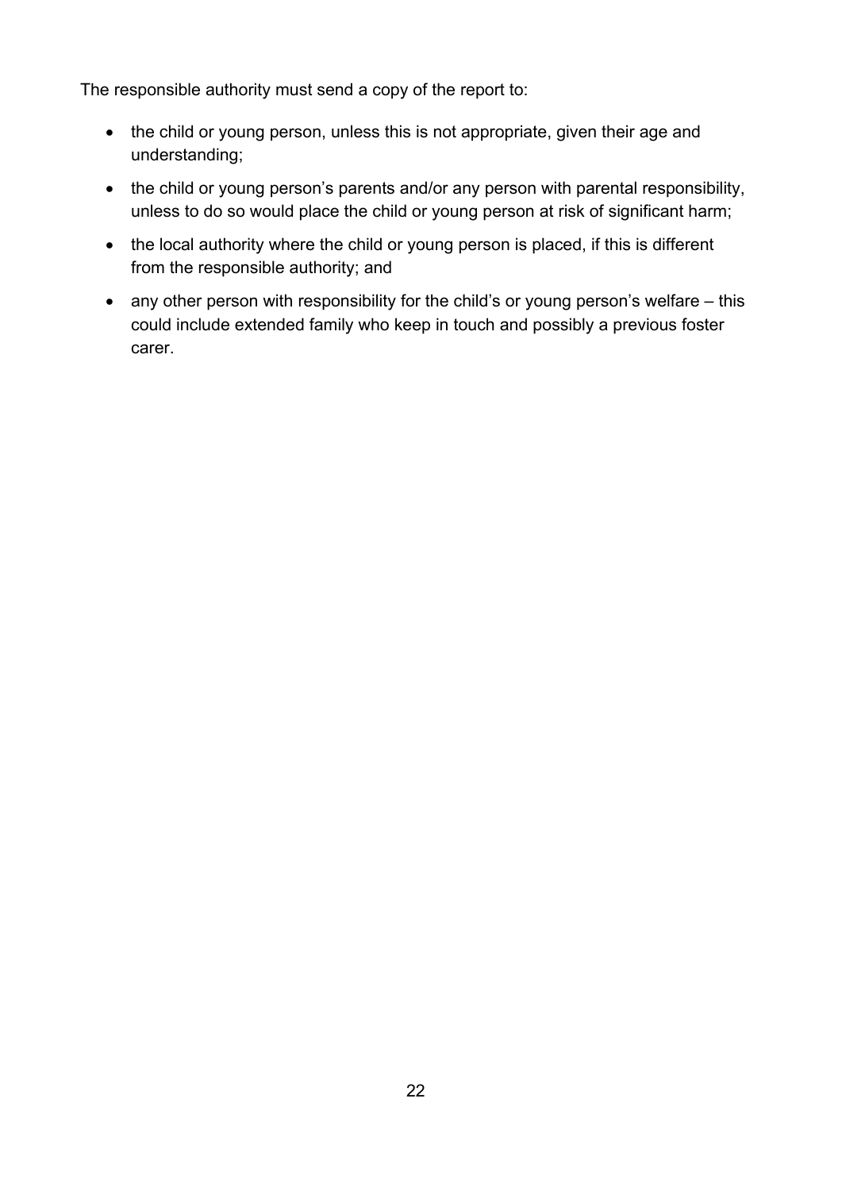The responsible authority must send a copy of the report to:

- the child or young person, unless this is not appropriate, given their age and understanding;
- the child or young person's parents and/or any person with parental responsibility, unless to do so would place the child or young person at risk of significant harm;
- the local authority where the child or young person is placed, if this is different from the responsible authority; and
- any other person with responsibility for the child's or young person's welfare – this could include extended family who keep in touch and possibly a previous foster carer.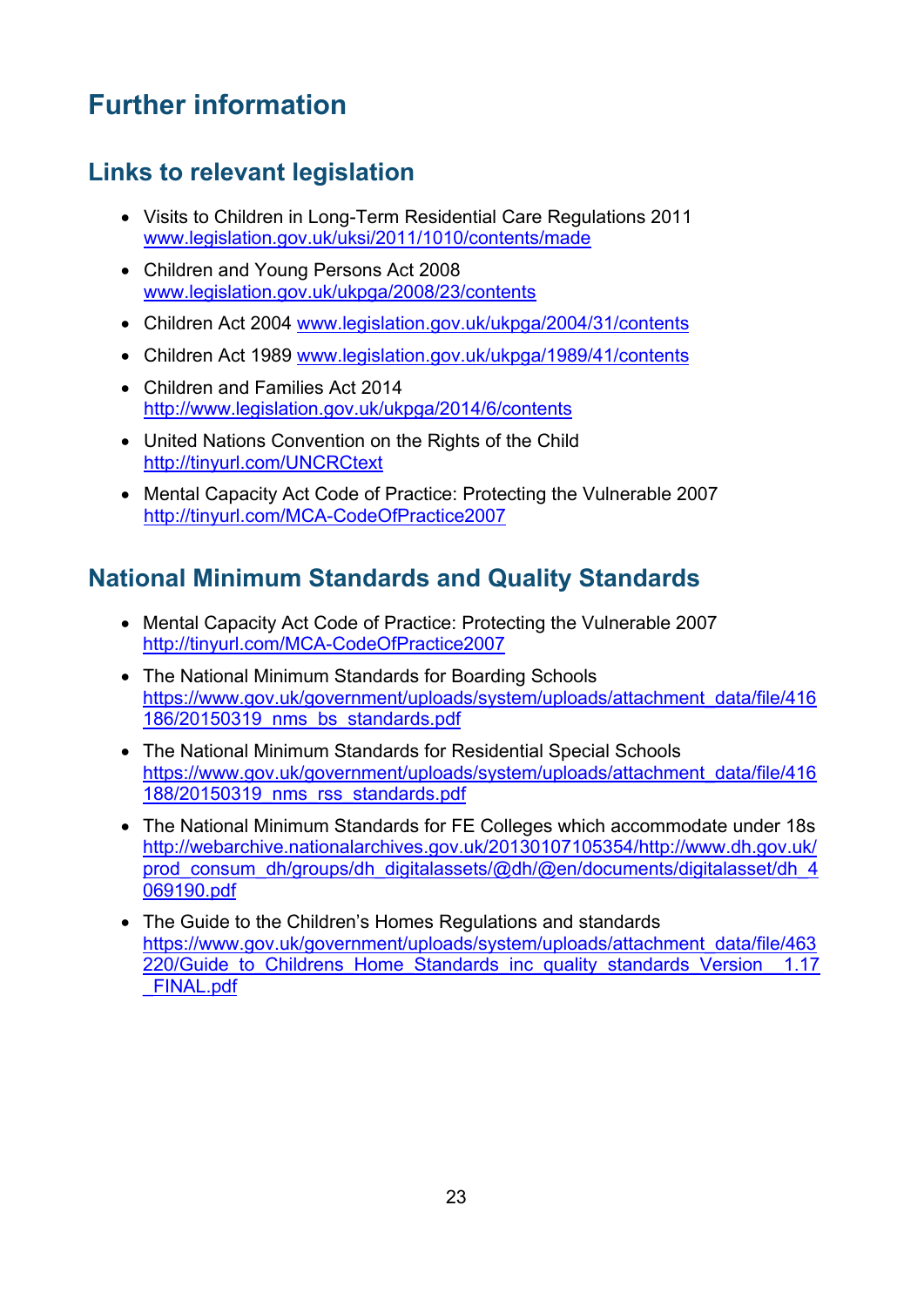# Further information

## Links to relevant legislation

- Visits to Children in Long-Term Residential Care Regulations 2011 www.legislation.gov.uk/uksi/2011/1010/contents/made
- Children and Young Persons Act 2008 www.legislation.gov.uk/ukpga/2008/23/contents
- Children Act 2004 www.legislation.gov.uk/ukpga/2004/31/contents
- Children Act 1989 www.legislation.gov.uk/ukpga/1989/41/contents
- Children and Families Act 2014 http://www.legislation.gov.uk/ukpga/2014/6/contents
- United Nations Convention on the Rights of the Child http://tinyurl.com/UNCRCtext
- Mental Capacity Act Code of Practice: Protecting the Vulnerable 2007 http://tinyurl.com/MCA-CodeOfPractice2007

## National Minimum Standards and Quality Standards

- Mental Capacity Act Code of Practice: Protecting the Vulnerable 2007 http://tinyurl.com/MCA-CodeOfPractice2007
- The National Minimum Standards for Boarding Schools https://www.gov.uk/government/uploads/system/uploads/attachment_data/file/416186/20150319_nms_bs_standards.pdf
- The National Minimum Standards for Residential Special Schools https://www.gov.uk/government/uploads/system/uploads/attachment_data/file/416188/20150319_nms_rss_standards.pdf
- The National Minimum Standards for FE Colleges which accommodate under 18s http://webarchive.nationalarchives.gov.uk/20130107105354/http://www.dh.gov.uk/prod_consum_dh/groups/dh_digitalassets/@dh/@en/documents/digitalasset/dh_4069190.pdf
- The Guide to the Children's Homes Regulations and standards https://www.gov.uk/government/uploads/system/uploads/attachment_data/file/463220/Guide_to_Childrens_Home_Standards_inc_quality_standards_Version__1.17_FINAL.pdf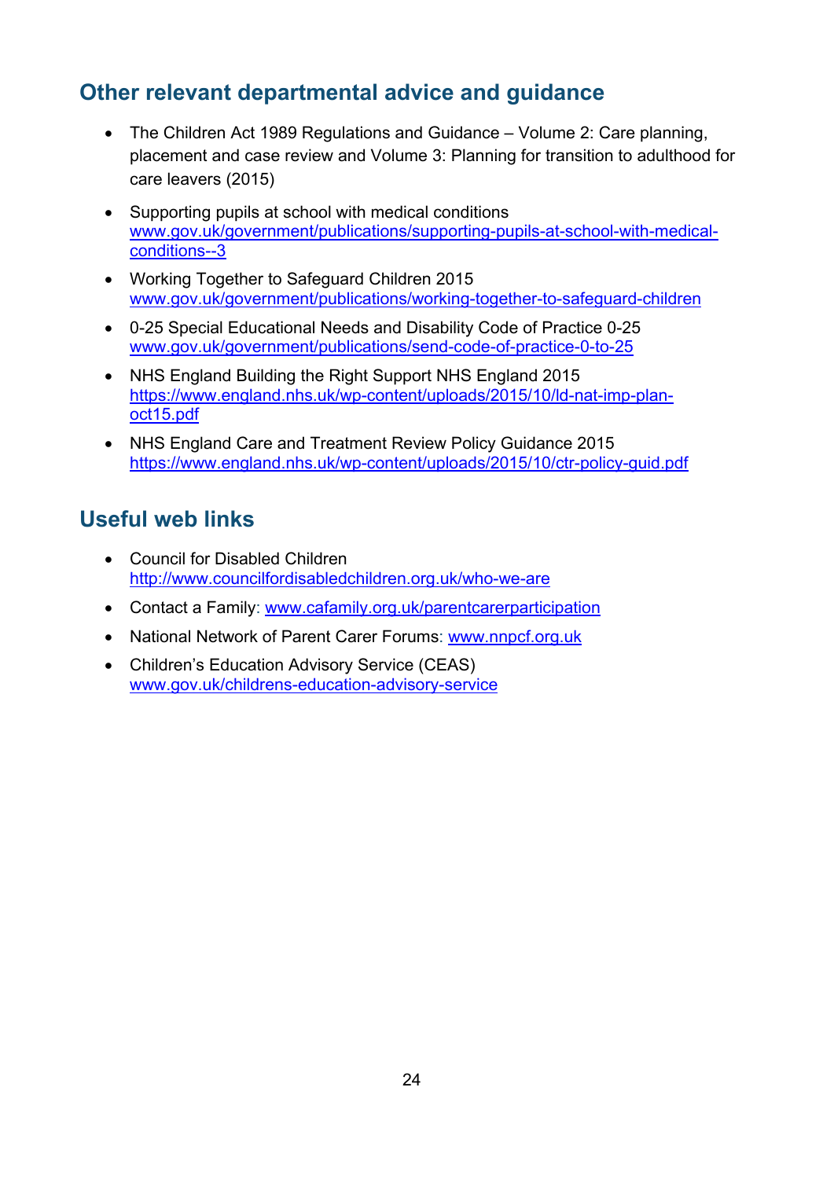## Other relevant departmental advice and guidance

- The Children Act 1989 Regulations and Guidance – Volume 2: Care planning, placement and case review and Volume 3: Planning for transition to adulthood for care leavers (2015)
- Supporting pupils at school with medical conditions [www.gov.uk/government/publications/supporting-pupils-at-school-with-medical-conditions--3](www.gov.uk/government/publications/supporting-pupils-at-school-with-medical-conditions--3)
- Working Together to Safeguard Children 2015 [www.gov.uk/government/publications/working-together-to-safeguard-children](www.gov.uk/government/publications/working-together-to-safeguard-children)
- 0-25 Special Educational Needs and Disability Code of Practice 0-25 [www.gov.uk/government/publications/send-code-of-practice-0-to-25](www.gov.uk/government/publications/send-code-of-practice-0-to-25)
- NHS England Building the Right Support NHS England 2015 [https://www.england.nhs.uk/wp-content/uploads/2015/10/ld-nat-imp-plan-oct15.pdf](https://www.england.nhs.uk/wp-content/uploads/2015/10/ld-nat-imp-plan-oct15.pdf)
- NHS England Care and Treatment Review Policy Guidance 2015 [https://www.england.nhs.uk/wp-content/uploads/2015/10/ctr-policy-guid.pdf](https://www.england.nhs.uk/wp-content/uploads/2015/10/ctr-policy-guid.pdf)

## Useful web links

- Council for Disabled Children [http://www.councilfordisabledchildren.org.uk/who-we-are](http://www.councilfordisabledchildren.org.uk/who-we-are)
- Contact a Family: [www.cafamily.org.uk/parentcarerparticipation](www.cafamily.org.uk/parentcarerparticipation)
- National Network of Parent Carer Forums: [www.nnpcf.org.uk](www.nnpcf.org.uk)
- Children's Education Advisory Service (CEAS) [www.gov.uk/childrens-education-advisory-service](www.gov.uk/childrens-education-advisory-service)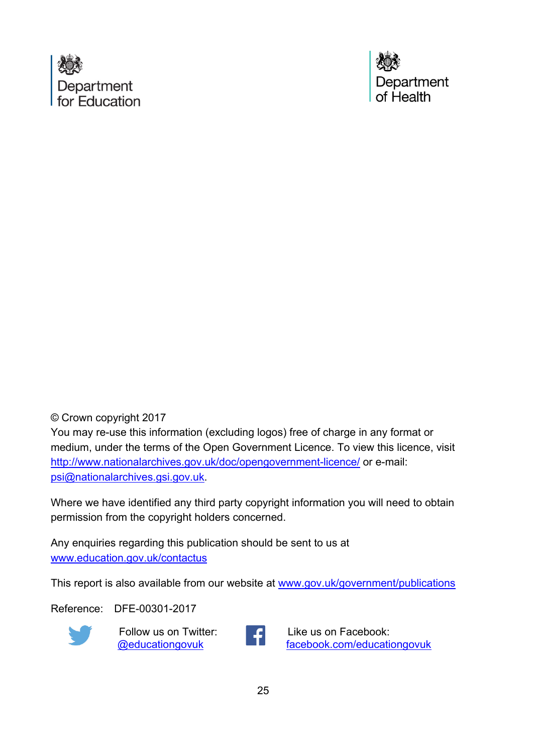Department for Education

Department of Health

© Crown copyright 2017

You may re-use this information (excluding logos) free of charge in any format or medium, under the terms of the Open Government Licence. To view this licence, visit http://www.nationalarchives.gov.uk/doc/opengovernment-licence/ or e-mail: psi@nationalarchives.gsi.gov.uk.

Where we have identified any third party copyright information you will need to obtain permission from the copyright holders concerned.

Any enquiries regarding this publication should be sent to us at www.education.gov.uk/contactus

This report is also available from our website at www.gov.uk/government/publications

Reference: DFE-00301-2017

Follow us on Twitter: @educationgovuk

Like us on Facebook: facebook.com/educationgovuk